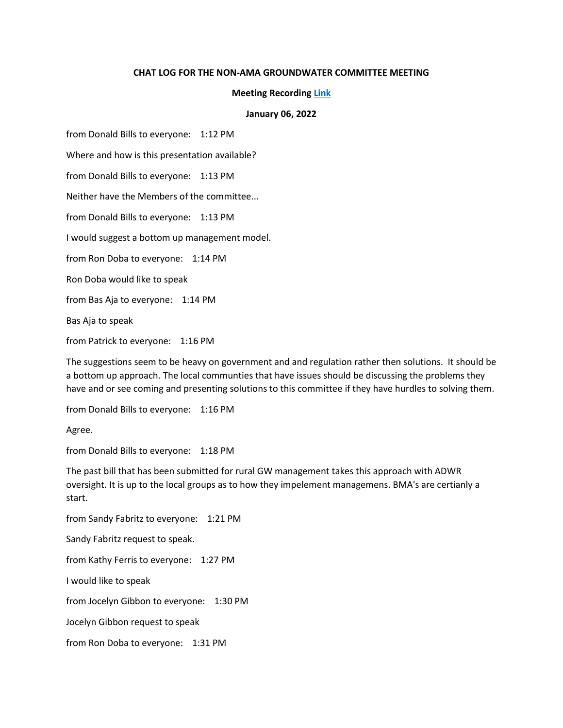**CHAT LOG FOR THE NON-AMA GROUNDWATER COMMITTEE MEETING**

**Meeting Recording [Link]**

**January 06, 2022**

from Donald Bills to everyone: 1:12 PM

Where and how is this presentation available?

from Donald Bills to everyone: 1:13 PM

Neither have the Members of the committee...

from Donald Bills to everyone: 1:13 PM

I would suggest a bottom up management model.

from Ron Doba to everyone: 1:14 PM

Ron Doba would like to speak

from Bas Aja to everyone: 1:14 PM

Bas Aja to speak

from Patrick to everyone: 1:16 PM

The suggestions seem to be heavy on government and and regulation rather then solutions. It should be a bottom up approach. The local communties that have issues should be discussing the problems they have and or see coming and presenting solutions to this committee if they have hurdles to solving them.

from Donald Bills to everyone: 1:16 PM

Agree.

from Donald Bills to everyone: 1:18 PM

The past bill that has been submitted for rural GW management takes this approach with ADWR oversight. It is up to the local groups as to how they impelement managemens. BMA's are certianly a start.

from Sandy Fabritz to everyone: 1:21 PM

Sandy Fabritz request to speak.

from Kathy Ferris to everyone: 1:27 PM

I would like to speak

from Jocelyn Gibbon to everyone: 1:30 PM

Jocelyn Gibbon request to speak

from Ron Doba to everyone: 1:31 PM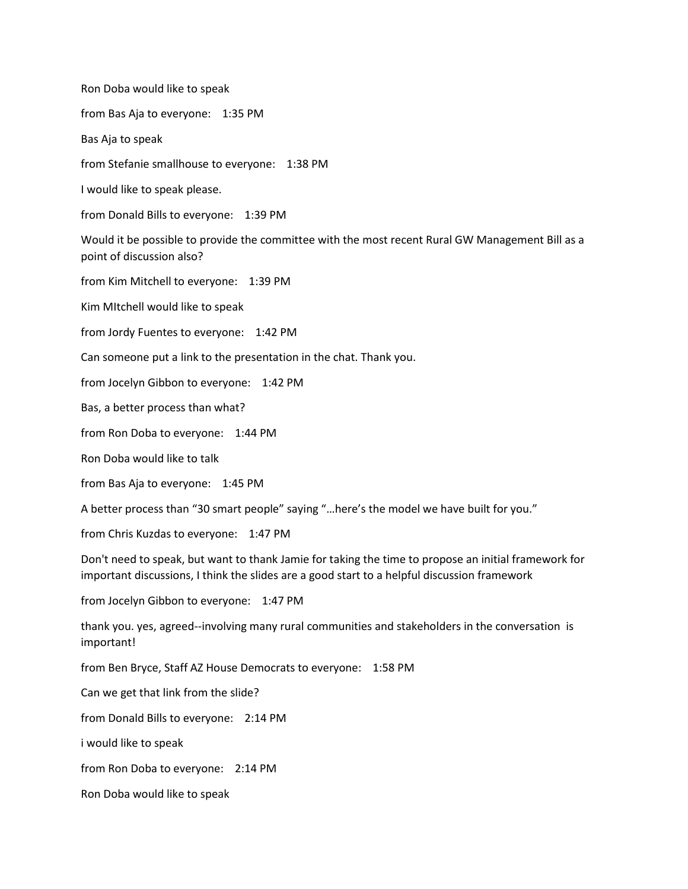Ron Doba would like to speak

from Bas Aja to everyone:    1:35 PM

Bas Aja to speak

from Stefanie smallhouse to everyone:    1:38 PM

I would like to speak please.

from Donald Bills to everyone:    1:39 PM

Would it be possible to provide the committee with the most recent Rural GW Management Bill as a point of discussion also?

from Kim Mitchell to everyone:    1:39 PM

Kim MItchell would like to speak

from Jordy Fuentes to everyone:    1:42 PM

Can someone put a link to the presentation in the chat. Thank you.

from Jocelyn Gibbon to everyone:    1:42 PM

Bas, a better process than what?

from Ron Doba to everyone:    1:44 PM

Ron Doba would like to talk

from Bas Aja to everyone:    1:45 PM

A better process than "30 smart people" saying "…here's the model we have built for you."

from Chris Kuzdas to everyone:    1:47 PM

Don't need to speak, but want to thank Jamie for taking the time to propose an initial framework for important discussions, I think the slides are a good start to a helpful discussion framework

from Jocelyn Gibbon to everyone:    1:47 PM

thank you. yes, agreed--involving many rural communities and stakeholders in the conversation  is important!

from Ben Bryce, Staff AZ House Democrats to everyone:    1:58 PM

Can we get that link from the slide?

from Donald Bills to everyone:    2:14 PM

i would like to speak

from Ron Doba to everyone:    2:14 PM

Ron Doba would like to speak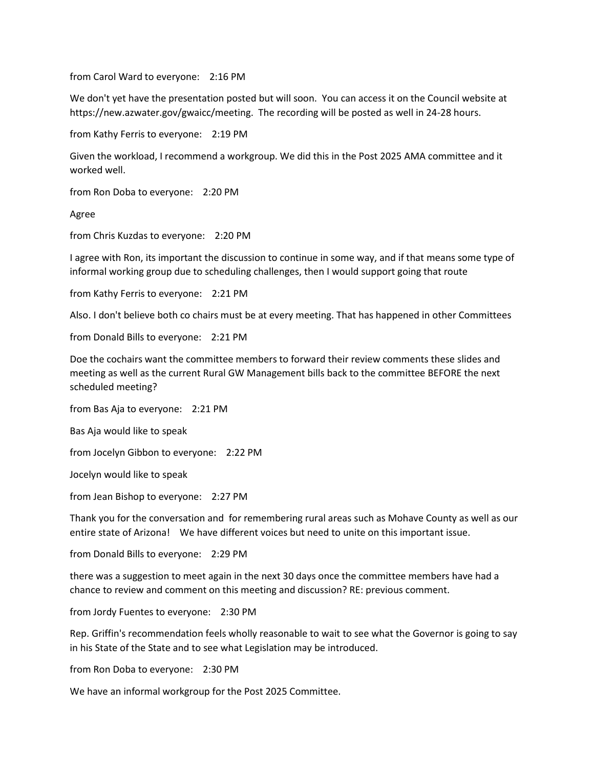from Carol Ward to everyone: 2:16 PM

We don't yet have the presentation posted but will soon. You can access it on the Council website at https://new.azwater.gov/gwaicc/meeting. The recording will be posted as well in 24-28 hours.

from Kathy Ferris to everyone: 2:19 PM

Given the workload, I recommend a workgroup. We did this in the Post 2025 AMA committee and it worked well.

from Ron Doba to everyone: 2:20 PM

Agree

from Chris Kuzdas to everyone: 2:20 PM

I agree with Ron, its important the discussion to continue in some way, and if that means some type of informal working group due to scheduling challenges, then I would support going that route

from Kathy Ferris to everyone: 2:21 PM

Also. I don't believe both co chairs must be at every meeting. That has happened in other Committees

from Donald Bills to everyone: 2:21 PM

Doe the cochairs want the committee members to forward their review comments these slides and meeting as well as the current Rural GW Management bills back to the committee BEFORE the next scheduled meeting?

from Bas Aja to everyone: 2:21 PM

Bas Aja would like to speak

from Jocelyn Gibbon to everyone: 2:22 PM

Jocelyn would like to speak

from Jean Bishop to everyone: 2:27 PM

Thank you for the conversation and for remembering rural areas such as Mohave County as well as our entire state of Arizona! We have different voices but need to unite on this important issue.

from Donald Bills to everyone: 2:29 PM

there was a suggestion to meet again in the next 30 days once the committee members have had a chance to review and comment on this meeting and discussion? RE: previous comment.

from Jordy Fuentes to everyone: 2:30 PM

Rep. Griffin's recommendation feels wholly reasonable to wait to see what the Governor is going to say in his State of the State and to see what Legislation may be introduced.

from Ron Doba to everyone: 2:30 PM

We have an informal workgroup for the Post 2025 Committee.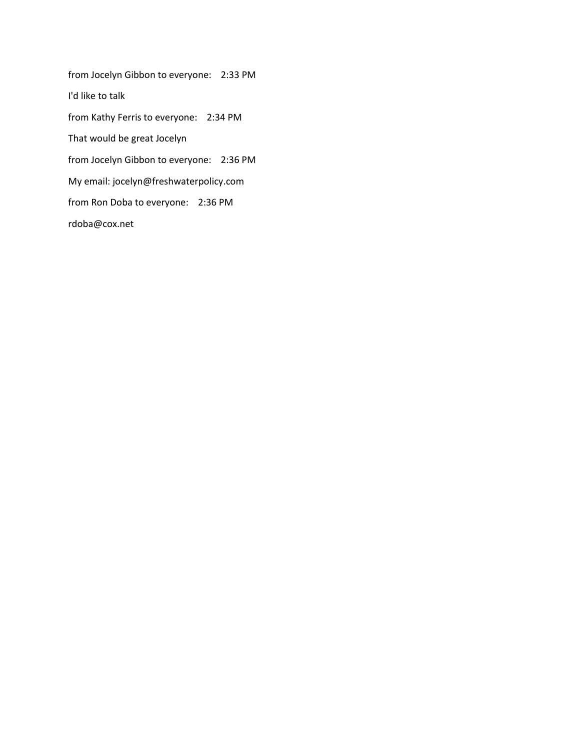from Jocelyn Gibbon to everyone:    2:33 PM

I'd like to talk

from Kathy Ferris to everyone:    2:34 PM

That would be great Jocelyn

from Jocelyn Gibbon to everyone:    2:36 PM

My email: jocelyn@freshwaterpolicy.com

from Ron Doba to everyone:    2:36 PM

rdoba@cox.net